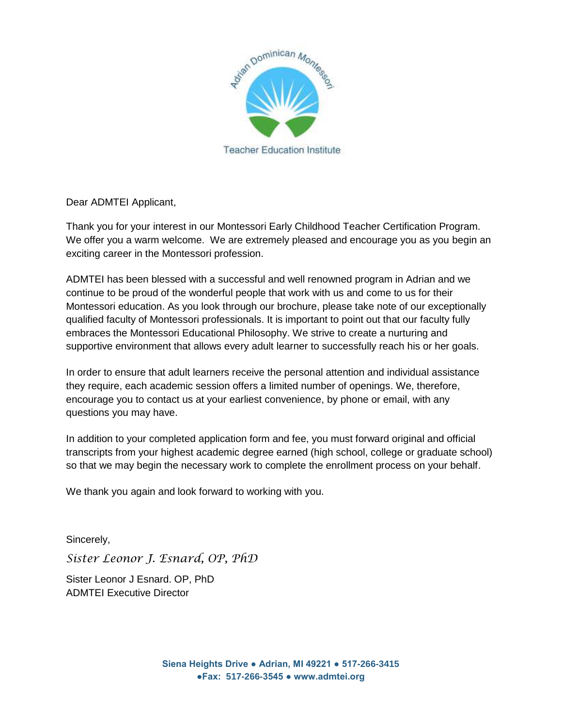Adrian Dominican Montessori

Teacher Education Institute

Dear ADMTEI Applicant,

Thank you for your interest in our Montessori Early Childhood Teacher Certification Program. We offer you a warm welcome. We are extremely pleased and encourage you as you begin an exciting career in the Montessori profession.

ADMTEI has been blessed with a successful and well renowned program in Adrian and we continue to be proud of the wonderful people that work with us and come to us for their Montessori education. As you look through our brochure, please take note of our exceptionally qualified faculty of Montessori professionals. It is important to point out that our faculty fully embraces the Montessori Educational Philosophy. We strive to create a nurturing and supportive environment that allows every adult learner to successfully reach his or her goals.

In order to ensure that adult learners receive the personal attention and individual assistance they require, each academic session offers a limited number of openings. We, therefore, encourage you to contact us at your earliest convenience, by phone or email, with any questions you may have.

In addition to your completed application form and fee, you must forward original and official transcripts from your highest academic degree earned (high school, college or graduate school) so that we may begin the necessary work to complete the enrollment process on your behalf.

We thank you again and look forward to working with you.

Sincerely,

*Sister Leonor J. Esnard, OP, PhD*

Sister Leonor J Esnard. OP, PhD
ADMTEI Executive Director

**Siena Heights Drive ● Adrian, MI 49221 ● 517-266-3415**
**●Fax: 517-266-3545 ● www.admtei.org**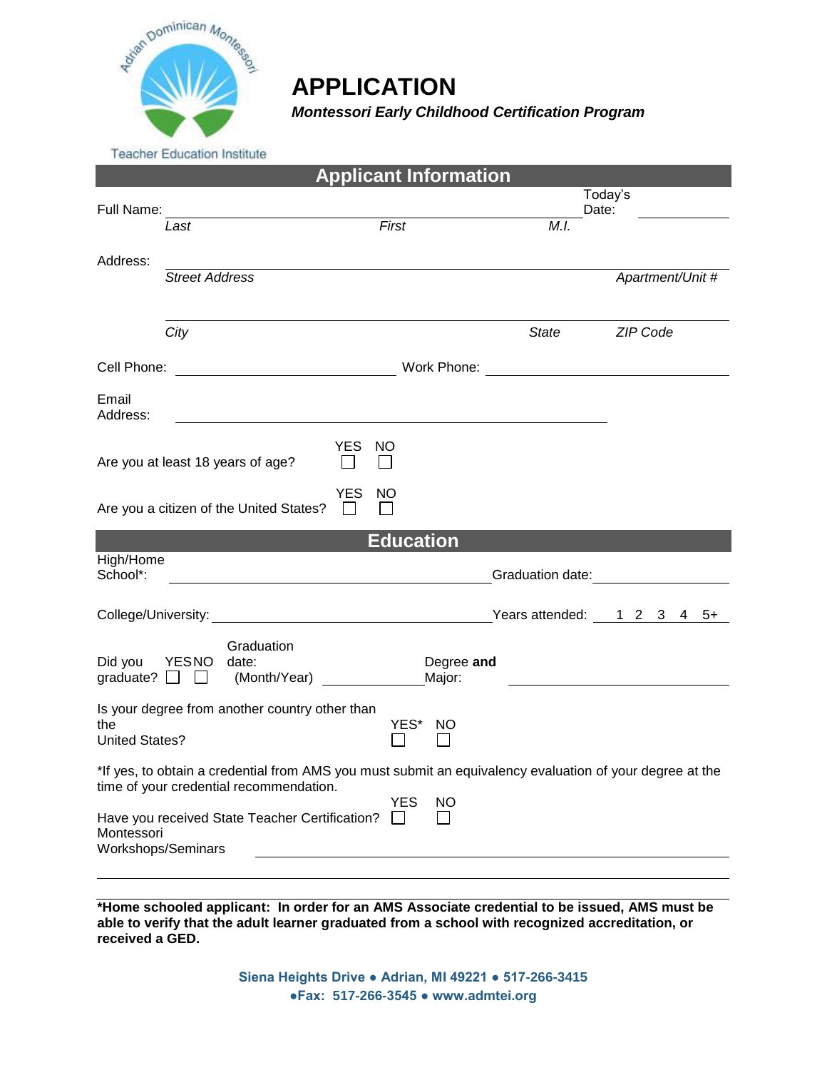Adrian Dominican Montessori

Teacher Education Institute

# APPLICATION

***Montessori Early Childhood Certification Program***

## Applicant Information

Full Name: ______________________________________ Today's Date: __________

*Last* *First* *M.I.*

Address: ______________________________________________

*Street Address* *Apartment/Unit #*

______________________________________________

*City* *State* *ZIP Code*

Cell Phone: ____________________ Work Phone: ____________________

Email Address: ______________________________________

Are you at least 18 years of age? YES ☐ NO ☐

Are you a citizen of the United States? YES ☐ NO ☐

## Education

High/Home School*: ______________________________ Graduation date: __________

College/University: ______________________________ Years attended: 1 2 3 4 5+

Did you graduate? YES ☐ NO ☐ Graduation date: (Month/Year) __________ Degree **and** Major: ____________________

Is your degree from another country other than the United States? YES* ☐ NO ☐

*If yes, to obtain a credential from AMS you must submit an equivalency evaluation of your degree at the time of your credential recommendation.

Have you received State Teacher Certification? YES ☐ NO ☐

Montessori Workshops/Seminars ______________________________________________

______________________________________________

**\*Home schooled applicant: In order for an AMS Associate credential to be issued, AMS must be able to verify that the adult learner graduated from a school with recognized accreditation, or received a GED.**

**Siena Heights Drive ● Adrian, MI 49221 ● 517-266-3415**
**●Fax: 517-266-3545 ● www.admtei.org**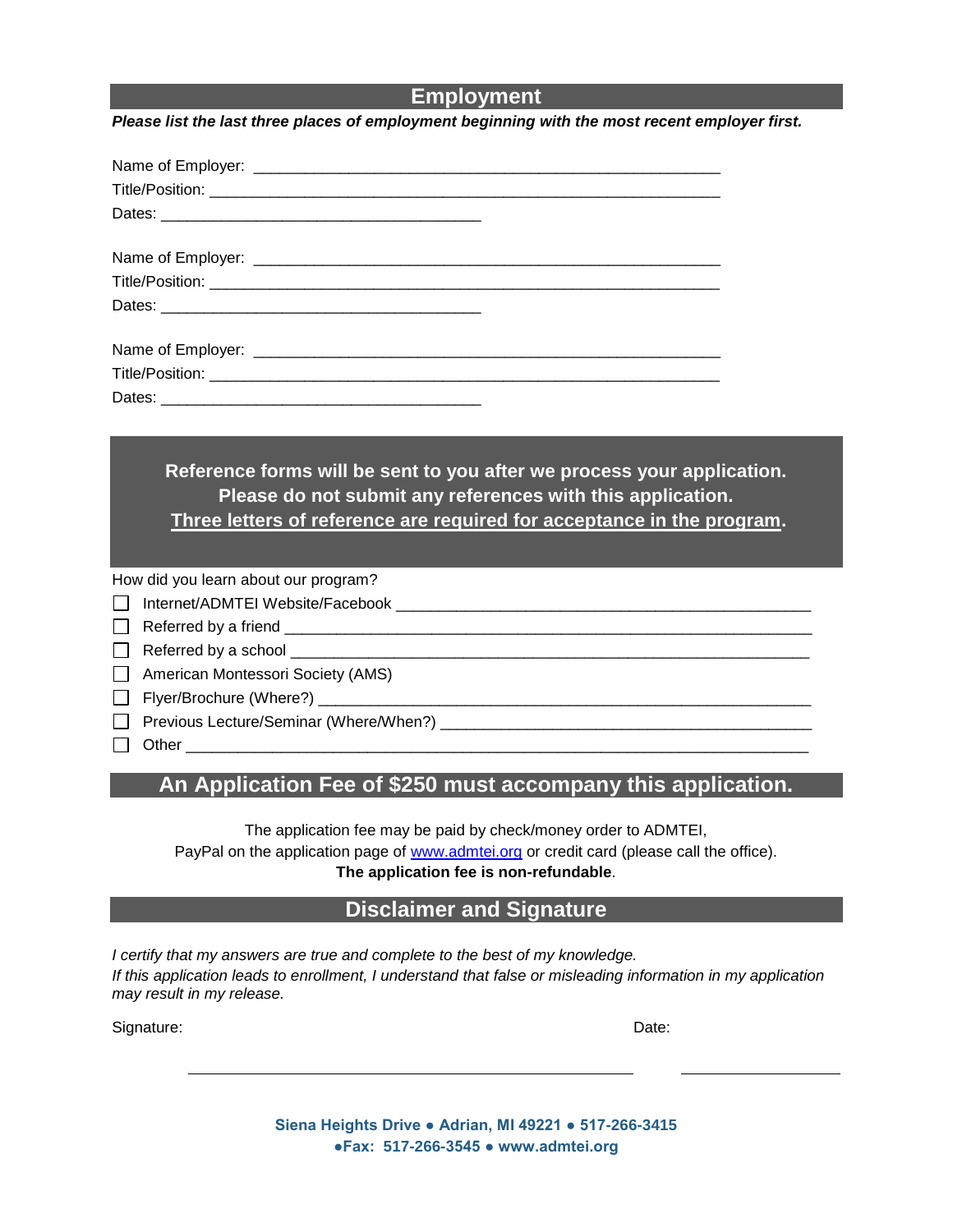## Employment

***Please list the last three places of employment beginning with the most recent employer first.***

Name of Employer: ________________________________________________________

Title/Position: ____________________________________________________________

Dates: _____________________________________

Name of Employer: ________________________________________________________

Title/Position: ____________________________________________________________

Dates: _____________________________________

Name of Employer: ________________________________________________________

Title/Position: ____________________________________________________________

Dates: _____________________________________

**Reference forms will be sent to you after we process your application.**
**Please do not submit any references with this application.**
**<u>Three letters of reference are required for acceptance in the program</u>.**

How did you learn about our program?

- ☐ Internet/ADMTEI Website/Facebook ______________________________________________
- ☐ Referred by a friend ___________________________________________________________
- ☐ Referred by a school ___________________________________________________________
- ☐ American Montessori Society (AMS)
- ☐ Flyer/Brochure (Where?) ________________________________________________________
- ☐ Previous Lecture/Seminar (Where/When?) ___________________________________________
- ☐ Other ________________________________________________________________________

## An Application Fee of $250 must accompany this application.

The application fee may be paid by check/money order to ADMTEI,
PayPal on the application page of [www.admtei.org](http://www.admtei.org) or credit card (please call the office).
**The application fee is non-refundable**.

## Disclaimer and Signature

*I certify that my answers are true and complete to the best of my knowledge.*
*If this application leads to enrollment, I understand that false or misleading information in my application may result in my release.*

Signature: ____________________________________________ Date: ____________________

**Siena Heights Drive ● Adrian, MI 49221 ● 517-266-3415**
**●Fax: 517-266-3545 ● www.admtei.org**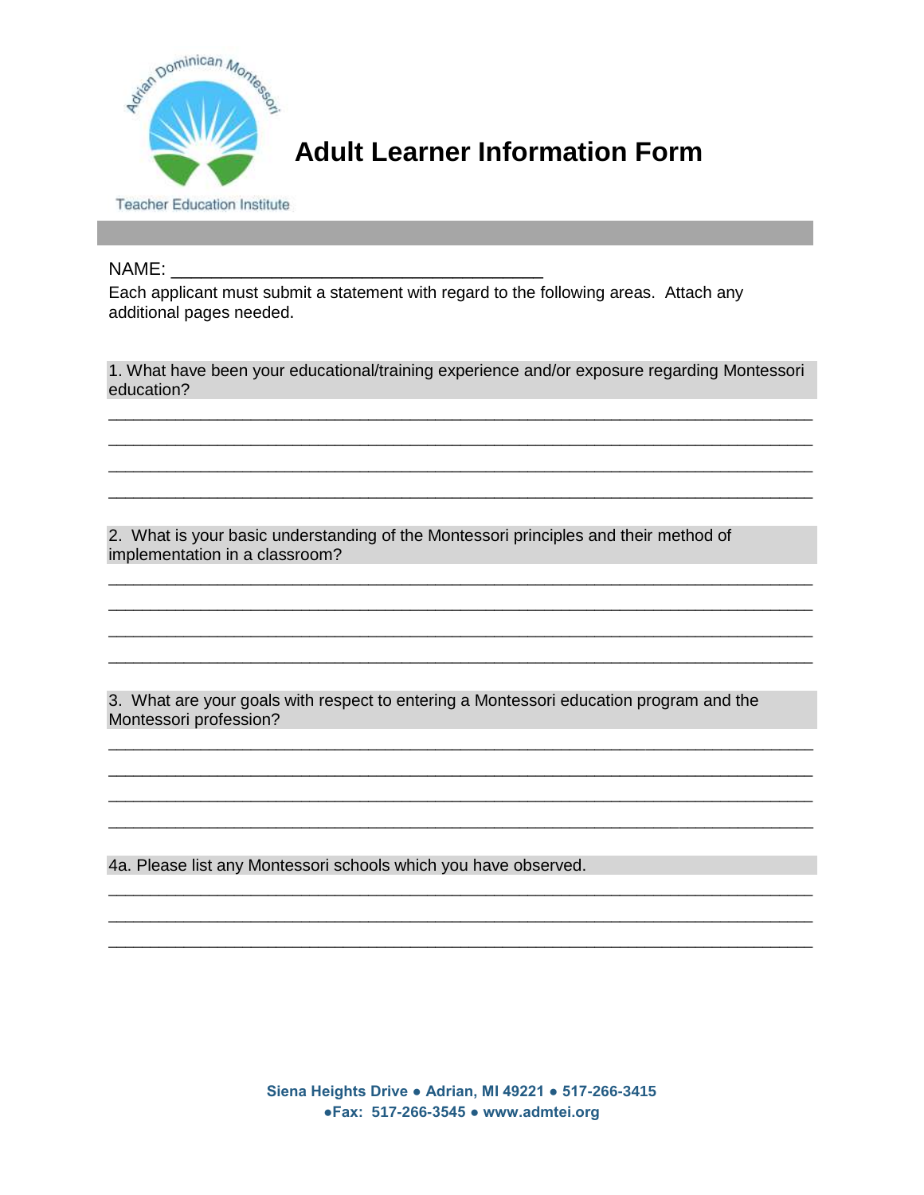Adrian Dominican Montessori

Teacher Education Institute

# Adult Learner Information Form

NAME: ______________________________________

Each applicant must submit a statement with regard to the following areas. Attach any additional pages needed.

1. What have been your educational/training experience and/or exposure regarding Montessori education?

______________________________________________________________________

______________________________________________________________________

______________________________________________________________________

______________________________________________________________________

2. What is your basic understanding of the Montessori principles and their method of implementation in a classroom?

______________________________________________________________________

______________________________________________________________________

______________________________________________________________________

______________________________________________________________________

3. What are your goals with respect to entering a Montessori education program and the Montessori profession?

______________________________________________________________________

______________________________________________________________________

______________________________________________________________________

______________________________________________________________________

4a. Please list any Montessori schools which you have observed.

______________________________________________________________________

______________________________________________________________________

______________________________________________________________________

**Siena Heights Drive ● Adrian, MI 49221 ● 517-266-3415**
**●Fax: 517-266-3545 ● www.admtei.org**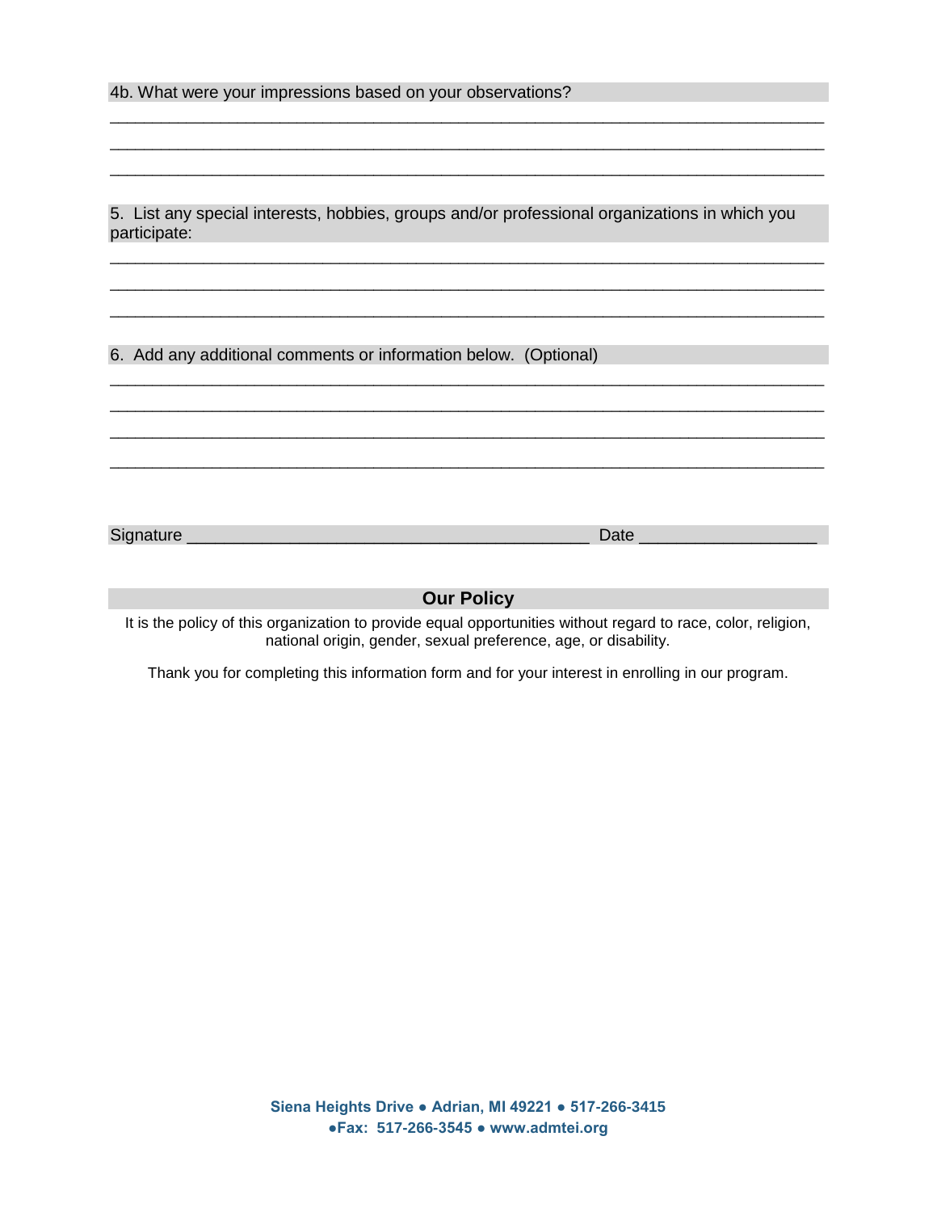4b. What were your impressions based on your observations?

_______________________________________________________________________________

_______________________________________________________________________________

_______________________________________________________________________________

5. List any special interests, hobbies, groups and/or professional organizations in which you participate:

_______________________________________________________________________________

_______________________________________________________________________________

_______________________________________________________________________________

6. Add any additional comments or information below. (Optional)

_______________________________________________________________________________

_______________________________________________________________________________

_______________________________________________________________________________

_______________________________________________________________________________

Signature ____________________________________________ Date __________________

**Our Policy**

It is the policy of this organization to provide equal opportunities without regard to race, color, religion, national origin, gender, sexual preference, age, or disability.

Thank you for completing this information form and for your interest in enrolling in our program.

**Siena Heights Drive ● Adrian, MI 49221 ● 517-266-3415 ●Fax: 517-266-3545 ● www.admtei.org**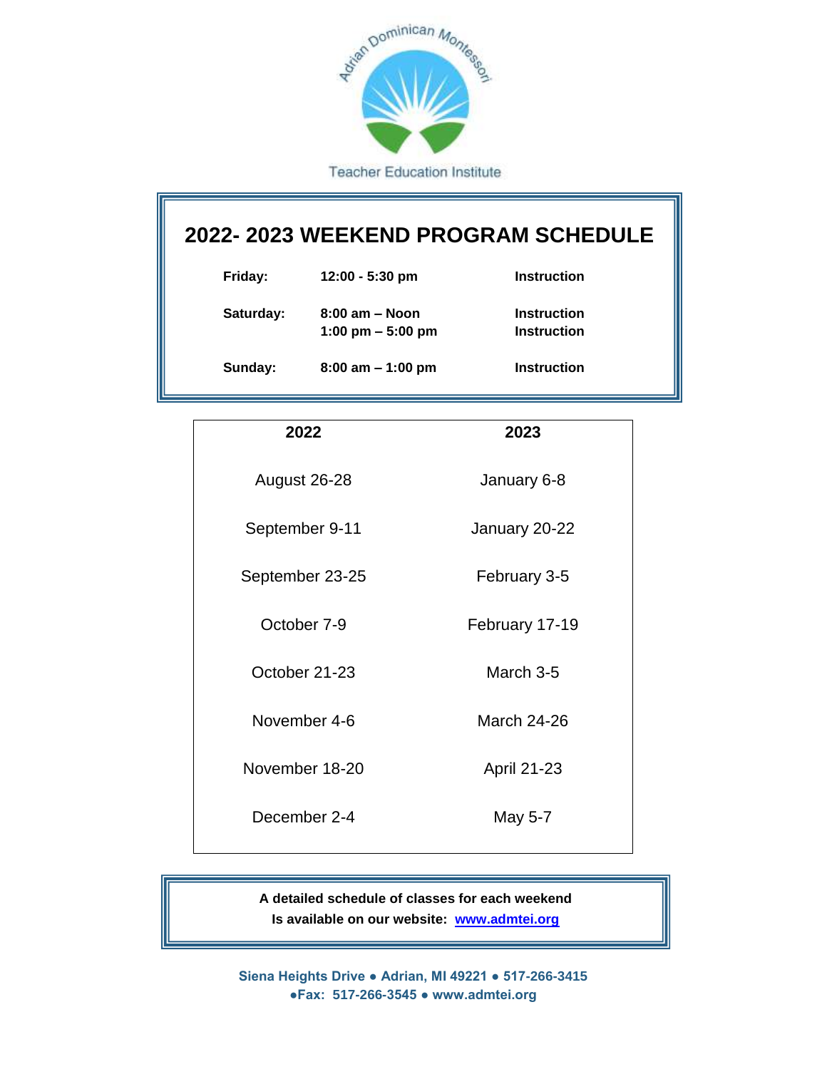Adrian Dominican Montessori

Teacher Education Institute

# 2022- 2023 WEEKEND PROGRAM SCHEDULE

| | | |
|---|---|---|
| **Friday:** | **12:00 - 5:30 pm** | **Instruction** |
| **Saturday:** | **8:00 am – Noon** | **Instruction** |
| | **1:00 pm – 5:00 pm** | **Instruction** |
| **Sunday:** | **8:00 am – 1:00 pm** | **Instruction** |

| 2022 | 2023 |
|---|---|
| August 26-28 | January 6-8 |
| September 9-11 | January 20-22 |
| September 23-25 | February 3-5 |
| October 7-9 | February 17-19 |
| October 21-23 | March 3-5 |
| November 4-6 | March 24-26 |
| November 18-20 | April 21-23 |
| December 2-4 | May 5-7 |

**A detailed schedule of classes for each weekend**
**Is available on our website: [www.admtei.org](http://www.admtei.org)**

**Siena Heights Drive ● Adrian, MI 49221 ● 517-266-3415**
**●Fax: 517-266-3545 ● www.admtei.org**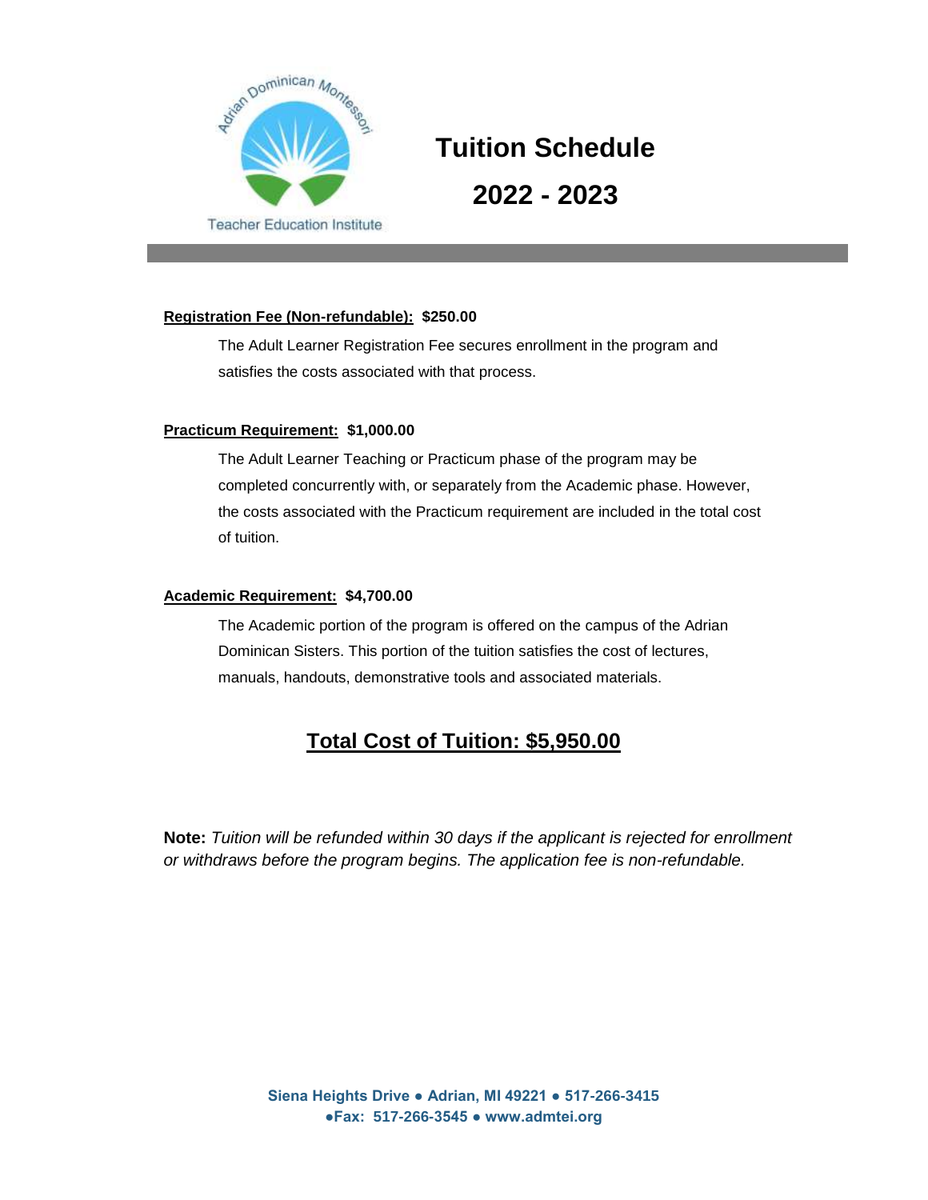Adrian Dominican Montessori

Teacher Education Institute

# Tuition Schedule

# 2022 - 2023

**Registration Fee (Non-refundable): $250.00**

The Adult Learner Registration Fee secures enrollment in the program and satisfies the costs associated with that process.

**Practicum Requirement: $1,000.00**

The Adult Learner Teaching or Practicum phase of the program may be completed concurrently with, or separately from the Academic phase. However, the costs associated with the Practicum requirement are included in the total cost of tuition.

**Academic Requirement: $4,700.00**

The Academic portion of the program is offered on the campus of the Adrian Dominican Sisters. This portion of the tuition satisfies the cost of lectures, manuals, handouts, demonstrative tools and associated materials.

## Total Cost of Tuition: $5,950.00

**Note:** *Tuition will be refunded within 30 days if the applicant is rejected for enrollment or withdraws before the program begins. The application fee is non-refundable.*

**Siena Heights Drive ● Adrian, MI 49221 ● 517-266-3415 ●Fax: 517-266-3545 ● www.admtei.org**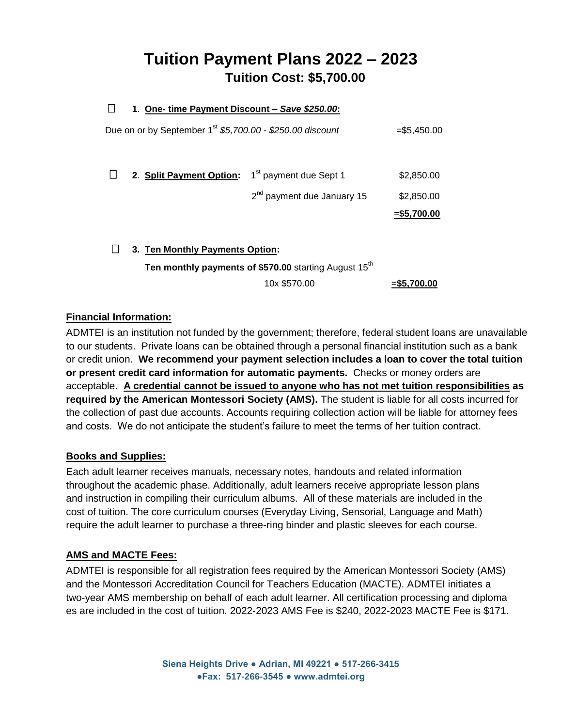# Tuition Payment Plans 2022 – 2023

## Tuition Cost: $5,700.00

☐ **1. <u>One- time Payment Discount – *Save $250.00*</u>:**

Due on or by September 1st *$5,700.00 - $250.00 discount* =$5,450.00

☐ **2. <u>Split Payment Option</u>:**

| | |
|---|---|
| 1st payment due Sept 1 | $2,850.00 |
| 2nd payment due January 15 | $2,850.00 |
| | =**$5,700.00** |

☐ **3. <u>Ten Monthly Payments Option</u>:**

**Ten monthly payments of $570.00** starting August 15th

10x $570.00 =**$5,700.00**

**<u>Financial Information:</u>**

ADMTEI is an institution not funded by the government; therefore, federal student loans are unavailable to our students. Private loans can be obtained through a personal financial institution such as a bank or credit union. **We recommend your payment selection includes a loan to cover the total tuition or present credit card information for automatic payments.** Checks or money orders are acceptable. **<u>A credential cannot be issued to anyone who has not met tuition responsibilities</u> as required by the American Montessori Society (AMS).** The student is liable for all costs incurred for the collection of past due accounts. Accounts requiring collection action will be liable for attorney fees and costs. We do not anticipate the student's failure to meet the terms of her tuition contract.

**<u>Books and Supplies:</u>**

Each adult learner receives manuals, necessary notes, handouts and related information throughout the academic phase. Additionally, adult learners receive appropriate lesson plans and instruction in compiling their curriculum albums. All of these materials are included in the cost of tuition. The core curriculum courses (Everyday Living, Sensorial, Language and Math) require the adult learner to purchase a three-ring binder and plastic sleeves for each course.

**<u>AMS and MACTE Fees:</u>**

ADMTEI is responsible for all registration fees required by the American Montessori Society (AMS) and the Montessori Accreditation Council for Teachers Education (MACTE). ADMTEI initiates a two-year AMS membership on behalf of each adult learner. All certification processing and diploma es are included in the cost of tuition. 2022-2023 AMS Fee is $240, 2022-2023 MACTE Fee is $171.

**Siena Heights Drive ● Adrian, MI 49221 ● 517-266-3415**
**●Fax: 517-266-3545 ● www.admtei.org**